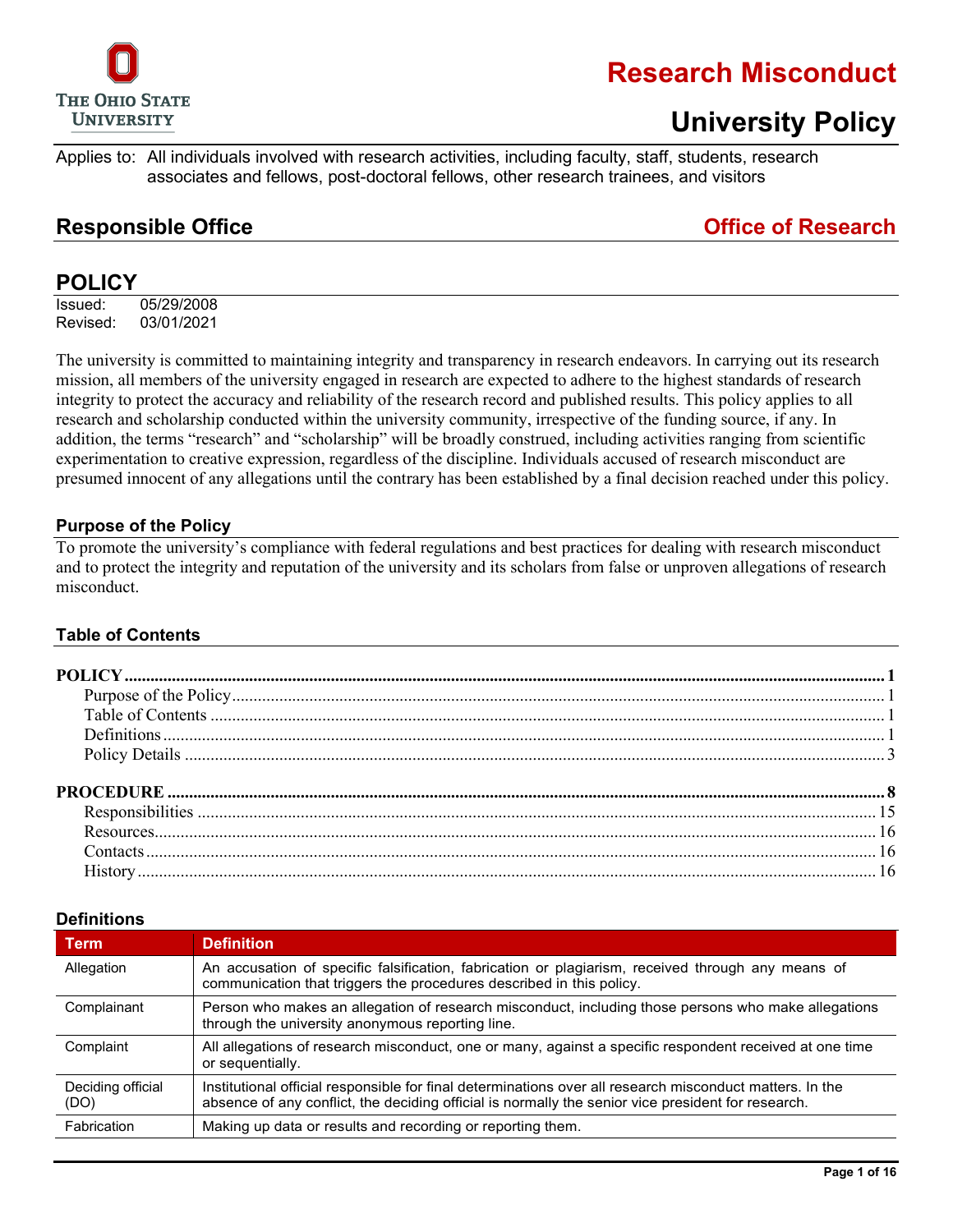# Research Misconduct

# University Policy

Applies to: All individuals involved with research activities, including faculty, staff, students, research associates and fellows, post-doctoral fellows, other research trainees, and visitors

## Responsible Office — Office of Research

## POLICY

Issued: 05/29/2008
Revised: 03/01/2021

The university is committed to maintaining integrity and transparency in research endeavors. In carrying out its research mission, all members of the university engaged in research are expected to adhere to the highest standards of research integrity to protect the accuracy and reliability of the research record and published results. This policy applies to all research and scholarship conducted within the university community, irrespective of the funding source, if any. In addition, the terms "research" and "scholarship" will be broadly construed, including activities ranging from scientific experimentation to creative expression, regardless of the discipline. Individuals accused of research misconduct are presumed innocent of any allegations until the contrary has been established by a final decision reached under this policy.

### Purpose of the Policy

To promote the university's compliance with federal regulations and best practices for dealing with research misconduct and to protect the integrity and reputation of the university and its scholars from false or unproven allegations of research misconduct.

### Table of Contents

**POLICY** .......... 1
- Purpose of the Policy .......... 1
- Table of Contents .......... 1
- Definitions .......... 1
- Policy Details .......... 3

**PROCEDURE** .......... 8
- Responsibilities .......... 15
- Resources .......... 16
- Contacts .......... 16
- History .......... 16

### Definitions

| Term | Definition |
|---|---|
| Allegation | An accusation of specific falsification, fabrication or plagiarism, received through any means of communication that triggers the procedures described in this policy. |
| Complainant | Person who makes an allegation of research misconduct, including those persons who make allegations through the university anonymous reporting line. |
| Complaint | All allegations of research misconduct, one or many, against a specific respondent received at one time or sequentially. |
| Deciding official (DO) | Institutional official responsible for final determinations over all research misconduct matters. In the absence of any conflict, the deciding official is normally the senior vice president for research. |
| Fabrication | Making up data or results and recording or reporting them. |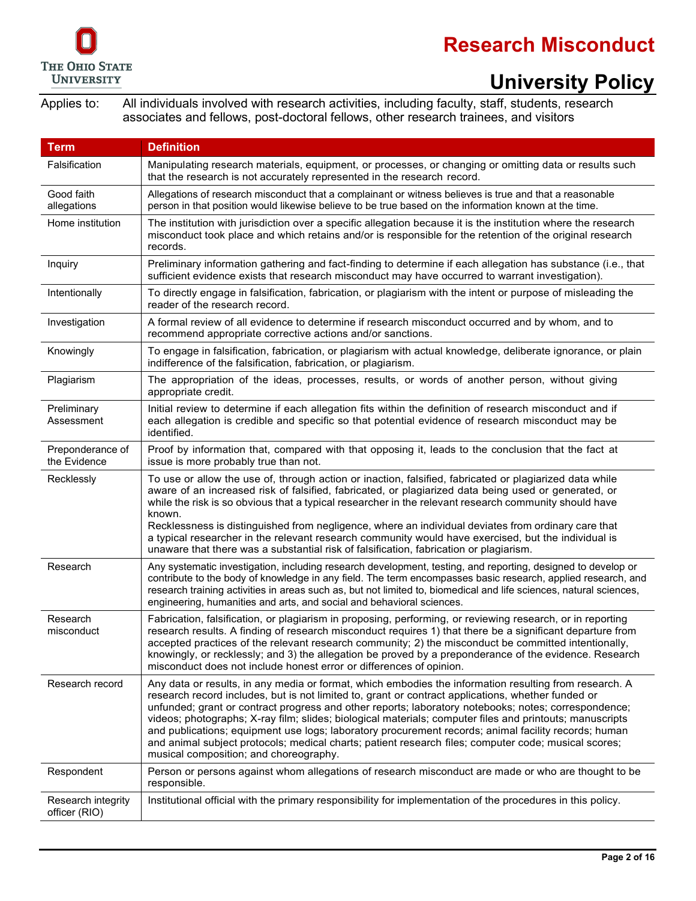Applies to: All individuals involved with research activities, including faculty, staff, students, research associates and fellows, post-doctoral fellows, other research trainees, and visitors

| Term | Definition |
| --- | --- |
| Falsification | Manipulating research materials, equipment, or processes, or changing or omitting data or results such that the research is not accurately represented in the research record. |
| Good faith allegations | Allegations of research misconduct that a complainant or witness believes is true and that a reasonable person in that position would likewise believe to be true based on the information known at the time. |
| Home institution | The institution with jurisdiction over a specific allegation because it is the institution where the research misconduct took place and which retains and/or is responsible for the retention of the original research records. |
| Inquiry | Preliminary information gathering and fact-finding to determine if each allegation has substance (i.e., that sufficient evidence exists that research misconduct may have occurred to warrant investigation). |
| Intentionally | To directly engage in falsification, fabrication, or plagiarism with the intent or purpose of misleading the reader of the research record. |
| Investigation | A formal review of all evidence to determine if research misconduct occurred and by whom, and to recommend appropriate corrective actions and/or sanctions. |
| Knowingly | To engage in falsification, fabrication, or plagiarism with actual knowledge, deliberate ignorance, or plain indifference of the falsification, fabrication, or plagiarism. |
| Plagiarism | The appropriation of the ideas, processes, results, or words of another person, without giving appropriate credit. |
| Preliminary Assessment | Initial review to determine if each allegation fits within the definition of research misconduct and if each allegation is credible and specific so that potential evidence of research misconduct may be identified. |
| Preponderance of the Evidence | Proof by information that, compared with that opposing it, leads to the conclusion that the fact at issue is more probably true than not. |
| Recklessly | To use or allow the use of, through action or inaction, falsified, fabricated or plagiarized data while aware of an increased risk of falsified, fabricated, or plagiarized data being used or generated, or while the risk is so obvious that a typical researcher in the relevant research community should have known.<br>Recklessness is distinguished from negligence, where an individual deviates from ordinary care that a typical researcher in the relevant research community would have exercised, but the individual is unaware that there was a substantial risk of falsification, fabrication or plagiarism. |
| Research | Any systematic investigation, including research development, testing, and reporting, designed to develop or contribute to the body of knowledge in any field. The term encompasses basic research, applied research, and research training activities in areas such as, but not limited to, biomedical and life sciences, natural sciences, engineering, humanities and arts, and social and behavioral sciences. |
| Research misconduct | Fabrication, falsification, or plagiarism in proposing, performing, or reviewing research, or in reporting research results. A finding of research misconduct requires 1) that there be a significant departure from accepted practices of the relevant research community; 2) the misconduct be committed intentionally, knowingly, or recklessly; and 3) the allegation be proved by a preponderance of the evidence. Research misconduct does not include honest error or differences of opinion. |
| Research record | Any data or results, in any media or format, which embodies the information resulting from research. A research record includes, but is not limited to, grant or contract applications, whether funded or unfunded; grant or contract progress and other reports; laboratory notebooks; notes; correspondence; videos; photographs; X-ray film; slides; biological materials; computer files and printouts; manuscripts and publications; equipment use logs; laboratory procurement records; animal facility records; human and animal subject protocols; medical charts; patient research files; computer code; musical scores; musical composition; and choreography. |
| Respondent | Person or persons against whom allegations of research misconduct are made or who are thought to be responsible. |
| Research integrity officer (RIO) | Institutional official with the primary responsibility for implementation of the procedures in this policy. |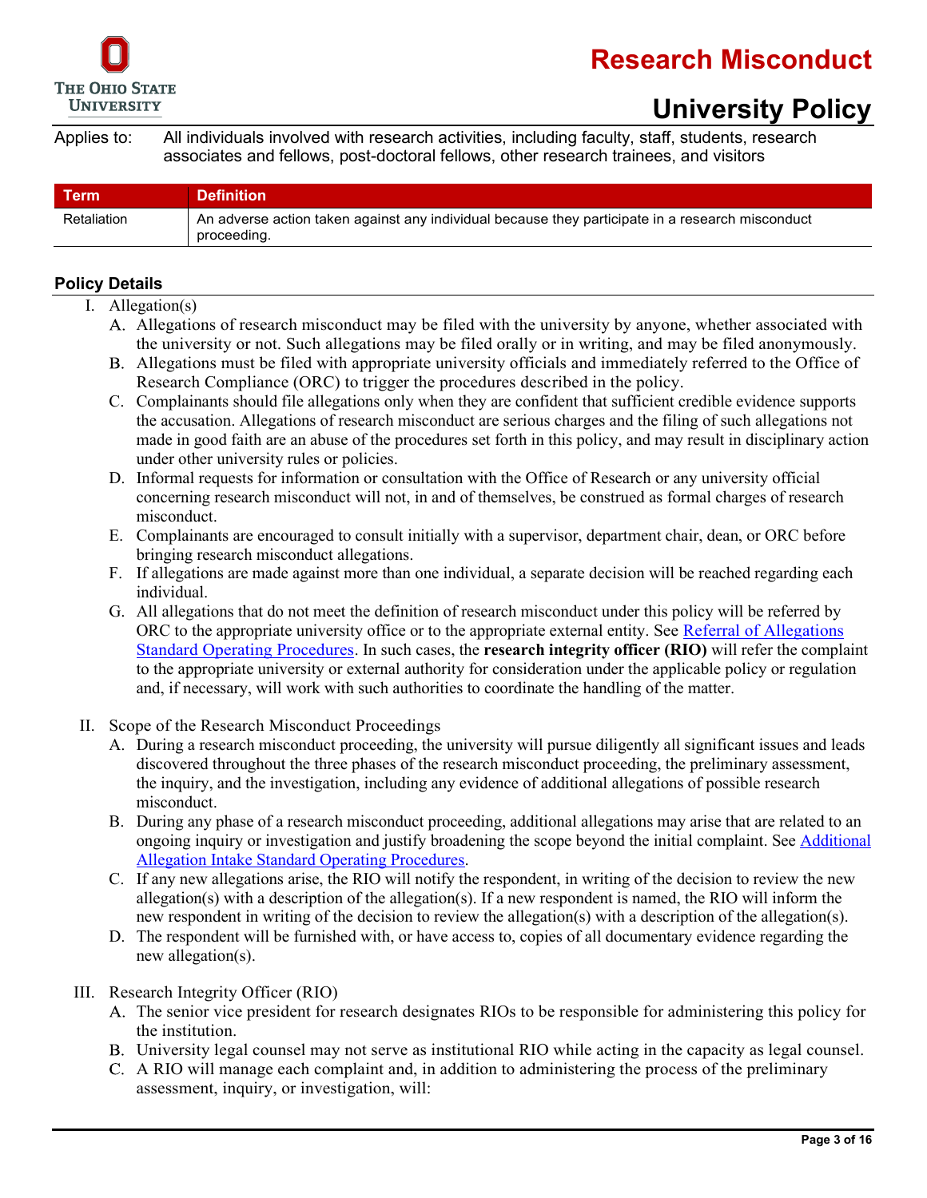Applies to: All individuals involved with research activities, including faculty, staff, students, research associates and fellows, post-doctoral fellows, other research trainees, and visitors

| Term | Definition |
|---|---|
| Retaliation | An adverse action taken against any individual because they participate in a research misconduct proceeding. |

## Policy Details

I. Allegation(s)

A. Allegations of research misconduct may be filed with the university by anyone, whether associated with the university or not. Such allegations may be filed orally or in writing, and may be filed anonymously.

B. Allegations must be filed with appropriate university officials and immediately referred to the Office of Research Compliance (ORC) to trigger the procedures described in the policy.

C. Complainants should file allegations only when they are confident that sufficient credible evidence supports the accusation. Allegations of research misconduct are serious charges and the filing of such allegations not made in good faith are an abuse of the procedures set forth in this policy, and may result in disciplinary action under other university rules or policies.

D. Informal requests for information or consultation with the Office of Research or any university official concerning research misconduct will not, in and of themselves, be construed as formal charges of research misconduct.

E. Complainants are encouraged to consult initially with a supervisor, department chair, dean, or ORC before bringing research misconduct allegations.

F. If allegations are made against more than one individual, a separate decision will be reached regarding each individual.

G. All allegations that do not meet the definition of research misconduct under this policy will be referred by ORC to the appropriate university office or to the appropriate external entity. See Referral of Allegations Standard Operating Procedures. In such cases, the **research integrity officer (RIO)** will refer the complaint to the appropriate university or external authority for consideration under the applicable policy or regulation and, if necessary, will work with such authorities to coordinate the handling of the matter.

II. Scope of the Research Misconduct Proceedings

A. During a research misconduct proceeding, the university will pursue diligently all significant issues and leads discovered throughout the three phases of the research misconduct proceeding, the preliminary assessment, the inquiry, and the investigation, including any evidence of additional allegations of possible research misconduct.

B. During any phase of a research misconduct proceeding, additional allegations may arise that are related to an ongoing inquiry or investigation and justify broadening the scope beyond the initial complaint. See Additional Allegation Intake Standard Operating Procedures.

C. If any new allegations arise, the RIO will notify the respondent, in writing of the decision to review the new allegation(s) with a description of the allegation(s). If a new respondent is named, the RIO will inform the new respondent in writing of the decision to review the allegation(s) with a description of the allegation(s).

D. The respondent will be furnished with, or have access to, copies of all documentary evidence regarding the new allegation(s).

III. Research Integrity Officer (RIO)

A. The senior vice president for research designates RIOs to be responsible for administering this policy for the institution.

B. University legal counsel may not serve as institutional RIO while acting in the capacity as legal counsel.

C. A RIO will manage each complaint and, in addition to administering the process of the preliminary assessment, inquiry, or investigation, will: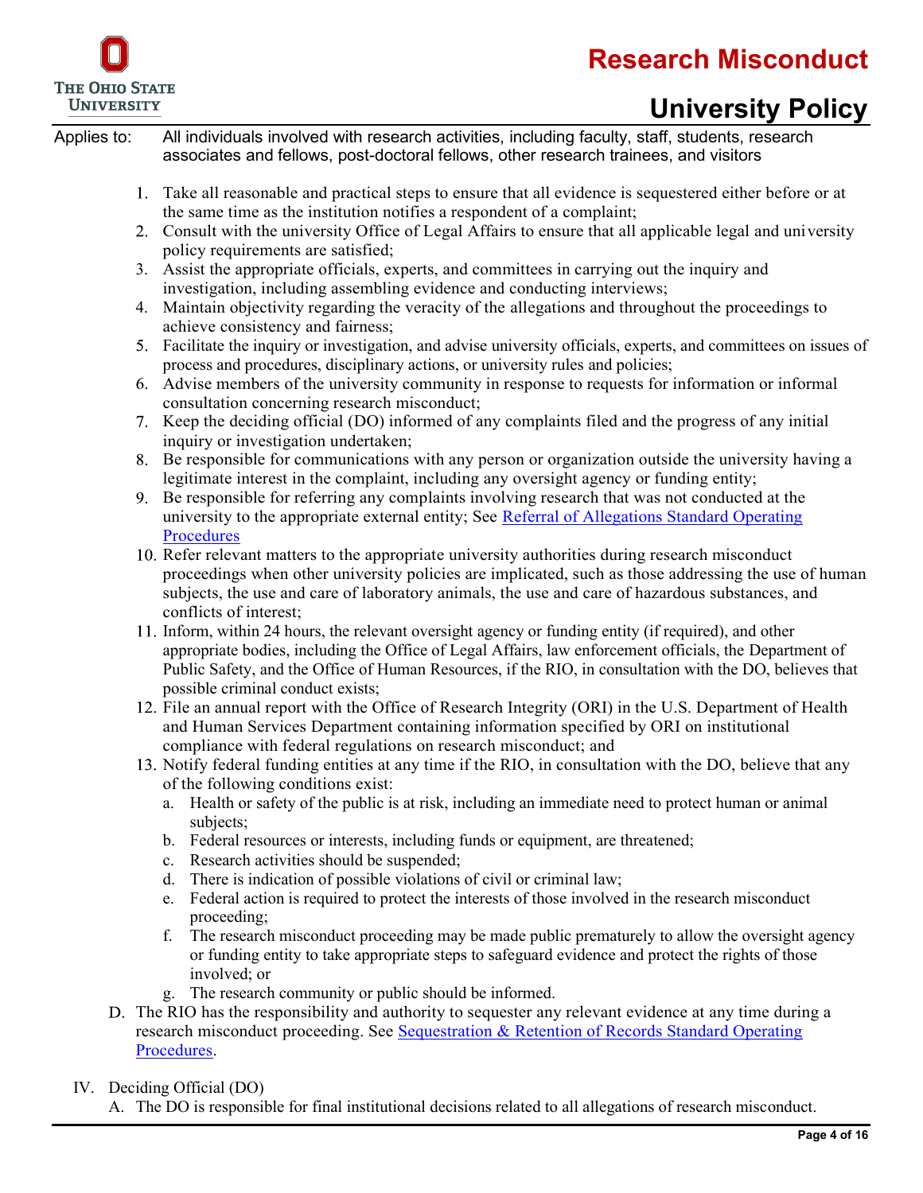1. Take all reasonable and practical steps to ensure that all evidence is sequestered either before or at the same time as the institution notifies a respondent of a complaint;
2. Consult with the university Office of Legal Affairs to ensure that all applicable legal and university policy requirements are satisfied;
3. Assist the appropriate officials, experts, and committees in carrying out the inquiry and investigation, including assembling evidence and conducting interviews;
4. Maintain objectivity regarding the veracity of the allegations and throughout the proceedings to achieve consistency and fairness;
5. Facilitate the inquiry or investigation, and advise university officials, experts, and committees on issues of process and procedures, disciplinary actions, or university rules and policies;
6. Advise members of the university community in response to requests for information or informal consultation concerning research misconduct;
7. Keep the deciding official (DO) informed of any complaints filed and the progress of any initial inquiry or investigation undertaken;
8. Be responsible for communications with any person or organization outside the university having a legitimate interest in the complaint, including any oversight agency or funding entity;
9. Be responsible for referring any complaints involving research that was not conducted at the university to the appropriate external entity; See Referral of Allegations Standard Operating Procedures
10. Refer relevant matters to the appropriate university authorities during research misconduct proceedings when other university policies are implicated, such as those addressing the use of human subjects, the use and care of laboratory animals, the use and care of hazardous substances, and conflicts of interest;
11. Inform, within 24 hours, the relevant oversight agency or funding entity (if required), and other appropriate bodies, including the Office of Legal Affairs, law enforcement officials, the Department of Public Safety, and the Office of Human Resources, if the RIO, in consultation with the DO, believes that possible criminal conduct exists;
12. File an annual report with the Office of Research Integrity (ORI) in the U.S. Department of Health and Human Services Department containing information specified by ORI on institutional compliance with federal regulations on research misconduct; and
13. Notify federal funding entities at any time if the RIO, in consultation with the DO, believe that any of the following conditions exist:
    a. Health or safety of the public is at risk, including an immediate need to protect human or animal subjects;
    b. Federal resources or interests, including funds or equipment, are threatened;
    c. Research activities should be suspended;
    d. There is indication of possible violations of civil or criminal law;
    e. Federal action is required to protect the interests of those involved in the research misconduct proceeding;
    f. The research misconduct proceeding may be made public prematurely to allow the oversight agency or funding entity to take appropriate steps to safeguard evidence and protect the rights of those involved; or
    g. The research community or public should be informed.

D. The RIO has the responsibility and authority to sequester any relevant evidence at any time during a research misconduct proceeding. See Sequestration & Retention of Records Standard Operating Procedures.

IV. Deciding Official (DO)

A. The DO is responsible for final institutional decisions related to all allegations of research misconduct.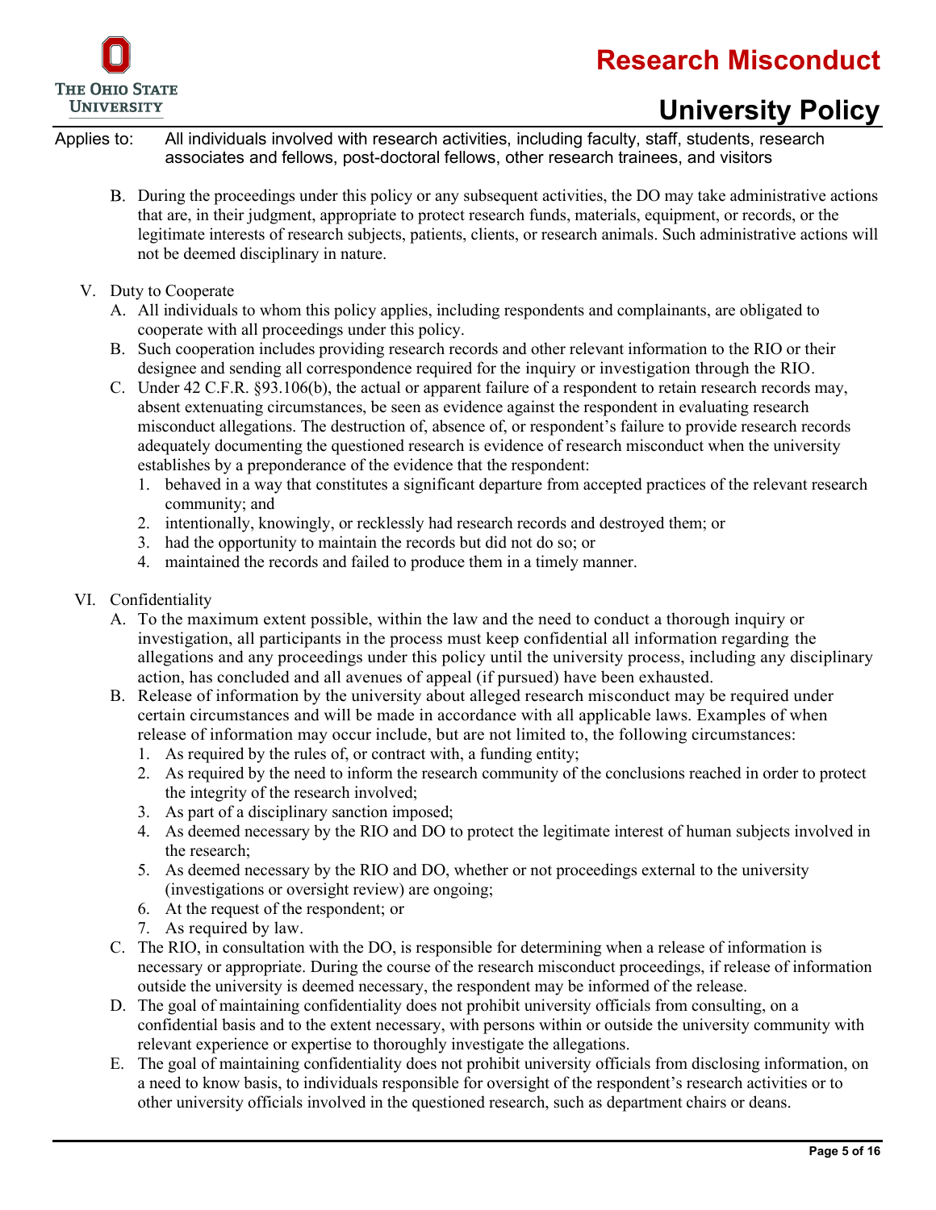B. During the proceedings under this policy or any subsequent activities, the DO may take administrative actions that are, in their judgment, appropriate to protect research funds, materials, equipment, or records, or the legitimate interests of research subjects, patients, clients, or research animals. Such administrative actions will not be deemed disciplinary in nature.

V. Duty to Cooperate

A. All individuals to whom this policy applies, including respondents and complainants, are obligated to cooperate with all proceedings under this policy.

B. Such cooperation includes providing research records and other relevant information to the RIO or their designee and sending all correspondence required for the inquiry or investigation through the RIO.

C. Under 42 C.F.R. §93.106(b), the actual or apparent failure of a respondent to retain research records may, absent extenuating circumstances, be seen as evidence against the respondent in evaluating research misconduct allegations. The destruction of, absence of, or respondent's failure to provide research records adequately documenting the questioned research is evidence of research misconduct when the university establishes by a preponderance of the evidence that the respondent:

1. behaved in a way that constitutes a significant departure from accepted practices of the relevant research community; and
2. intentionally, knowingly, or recklessly had research records and destroyed them; or
3. had the opportunity to maintain the records but did not do so; or
4. maintained the records and failed to produce them in a timely manner.

VI. Confidentiality

A. To the maximum extent possible, within the law and the need to conduct a thorough inquiry or investigation, all participants in the process must keep confidential all information regarding the allegations and any proceedings under this policy until the university process, including any disciplinary action, has concluded and all avenues of appeal (if pursued) have been exhausted.

B. Release of information by the university about alleged research misconduct may be required under certain circumstances and will be made in accordance with all applicable laws. Examples of when release of information may occur include, but are not limited to, the following circumstances:

1. As required by the rules of, or contract with, a funding entity;
2. As required by the need to inform the research community of the conclusions reached in order to protect the integrity of the research involved;
3. As part of a disciplinary sanction imposed;
4. As deemed necessary by the RIO and DO to protect the legitimate interest of human subjects involved in the research;
5. As deemed necessary by the RIO and DO, whether or not proceedings external to the university (investigations or oversight review) are ongoing;
6. At the request of the respondent; or
7. As required by law.

C. The RIO, in consultation with the DO, is responsible for determining when a release of information is necessary or appropriate. During the course of the research misconduct proceedings, if release of information outside the university is deemed necessary, the respondent may be informed of the release.

D. The goal of maintaining confidentiality does not prohibit university officials from consulting, on a confidential basis and to the extent necessary, with persons within or outside the university community with relevant experience or expertise to thoroughly investigate the allegations.

E. The goal of maintaining confidentiality does not prohibit university officials from disclosing information, on a need to know basis, to individuals responsible for oversight of the respondent's research activities or to other university officials involved in the questioned research, such as department chairs or deans.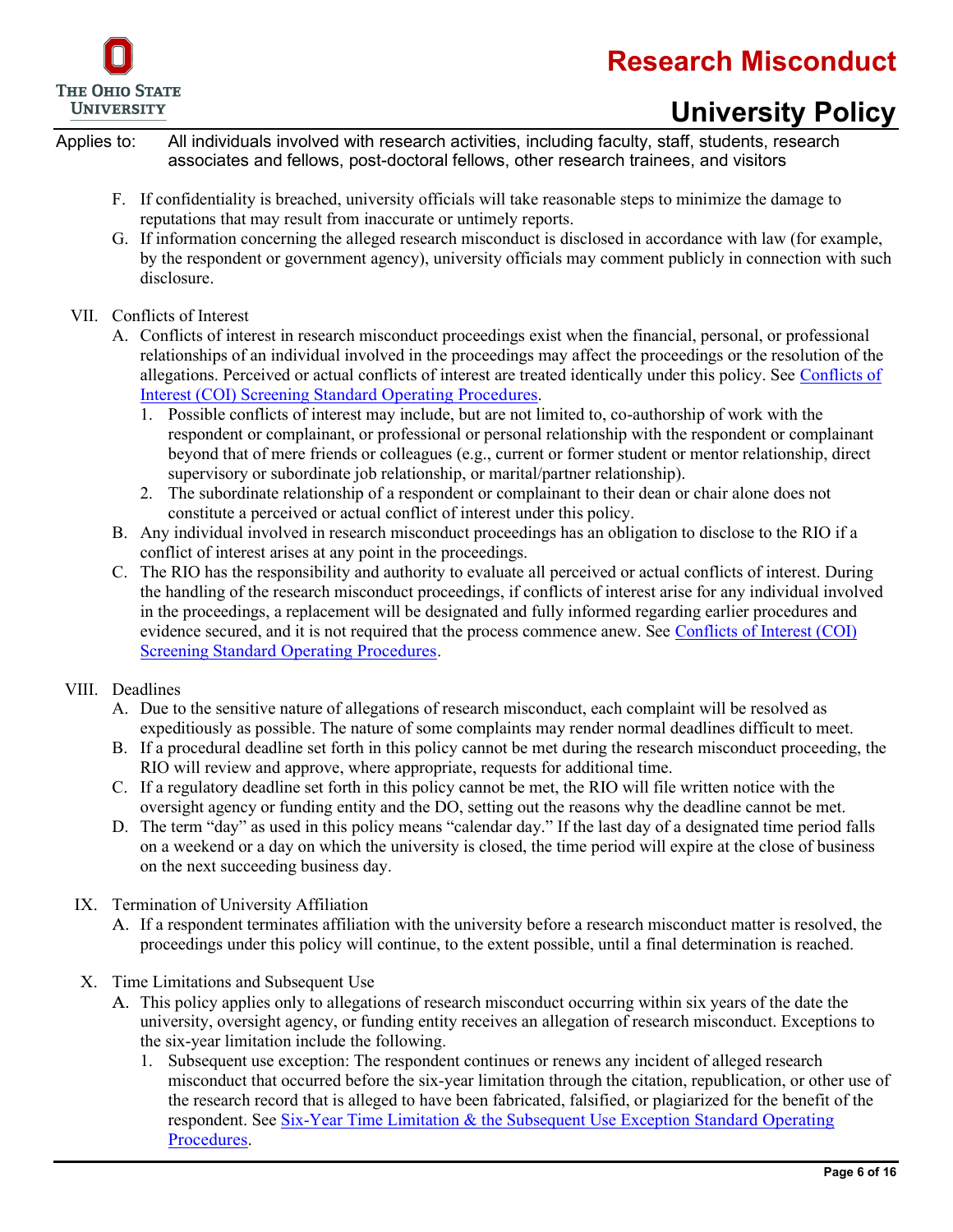F. If confidentiality is breached, university officials will take reasonable steps to minimize the damage to reputations that may result from inaccurate or untimely reports.

G. If information concerning the alleged research misconduct is disclosed in accordance with law (for example, by the respondent or government agency), university officials may comment publicly in connection with such disclosure.

VII. Conflicts of Interest

A. Conflicts of interest in research misconduct proceedings exist when the financial, personal, or professional relationships of an individual involved in the proceedings may affect the proceedings or the resolution of the allegations. Perceived or actual conflicts of interest are treated identically under this policy. See Conflicts of Interest (COI) Screening Standard Operating Procedures.

1. Possible conflicts of interest may include, but are not limited to, co-authorship of work with the respondent or complainant, or professional or personal relationship with the respondent or complainant beyond that of mere friends or colleagues (e.g., current or former student or mentor relationship, direct supervisory or subordinate job relationship, or marital/partner relationship).
2. The subordinate relationship of a respondent or complainant to their dean or chair alone does not constitute a perceived or actual conflict of interest under this policy.

B. Any individual involved in research misconduct proceedings has an obligation to disclose to the RIO if a conflict of interest arises at any point in the proceedings.

C. The RIO has the responsibility and authority to evaluate all perceived or actual conflicts of interest. During the handling of the research misconduct proceedings, if conflicts of interest arise for any individual involved in the proceedings, a replacement will be designated and fully informed regarding earlier procedures and evidence secured, and it is not required that the process commence anew. See Conflicts of Interest (COI) Screening Standard Operating Procedures.

VIII. Deadlines

A. Due to the sensitive nature of allegations of research misconduct, each complaint will be resolved as expeditiously as possible. The nature of some complaints may render normal deadlines difficult to meet.

B. If a procedural deadline set forth in this policy cannot be met during the research misconduct proceeding, the RIO will review and approve, where appropriate, requests for additional time.

C. If a regulatory deadline set forth in this policy cannot be met, the RIO will file written notice with the oversight agency or funding entity and the DO, setting out the reasons why the deadline cannot be met.

D. The term "day" as used in this policy means "calendar day." If the last day of a designated time period falls on a weekend or a day on which the university is closed, the time period will expire at the close of business on the next succeeding business day.

IX. Termination of University Affiliation

A. If a respondent terminates affiliation with the university before a research misconduct matter is resolved, the proceedings under this policy will continue, to the extent possible, until a final determination is reached.

X. Time Limitations and Subsequent Use

A. This policy applies only to allegations of research misconduct occurring within six years of the date the university, oversight agency, or funding entity receives an allegation of research misconduct. Exceptions to the six-year limitation include the following.

1. Subsequent use exception: The respondent continues or renews any incident of alleged research misconduct that occurred before the six-year limitation through the citation, republication, or other use of the research record that is alleged to have been fabricated, falsified, or plagiarized for the benefit of the respondent. See Six-Year Time Limitation & the Subsequent Use Exception Standard Operating Procedures.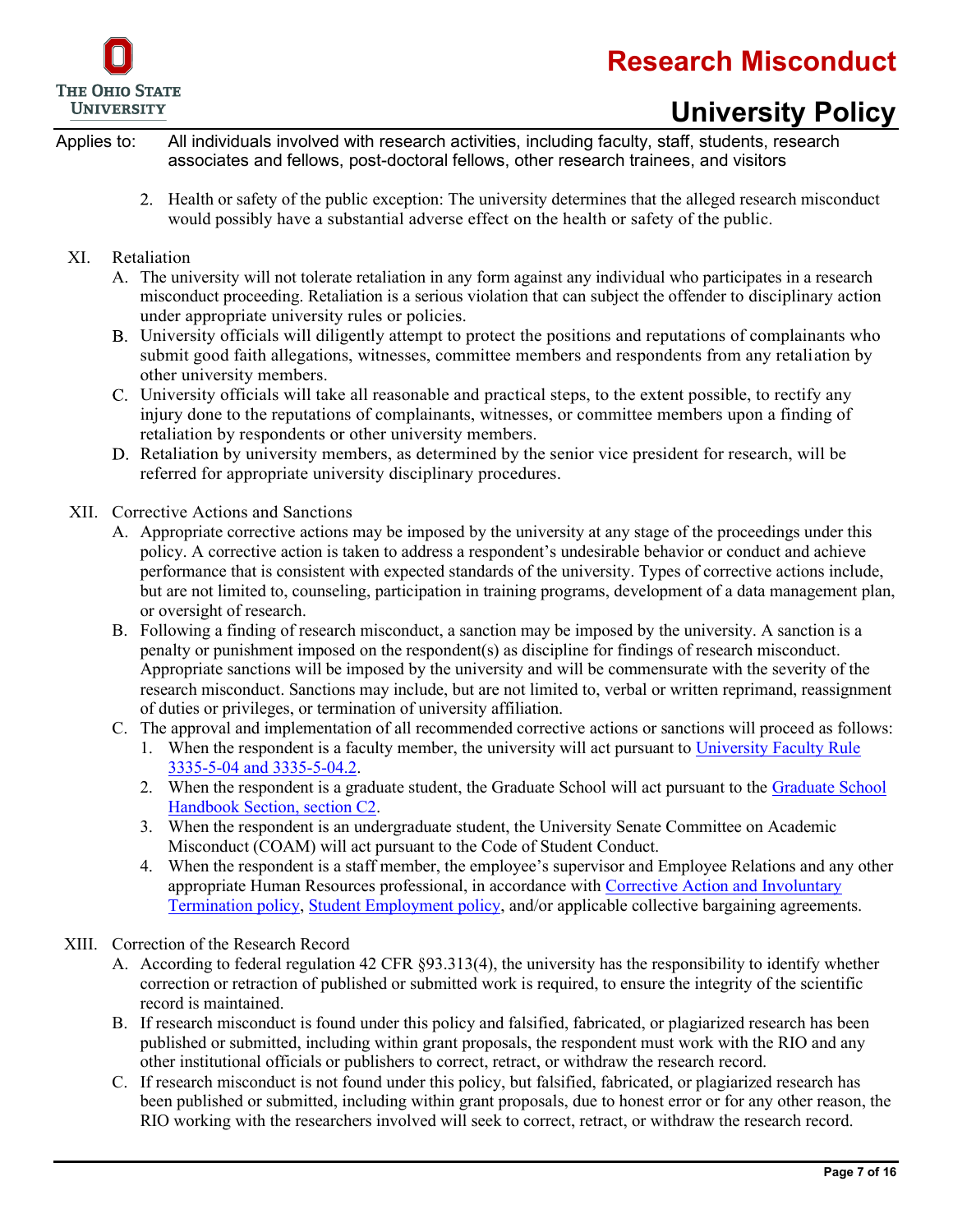2. Health or safety of the public exception: The university determines that the alleged research misconduct would possibly have a substantial adverse effect on the health or safety of the public.

XI. Retaliation

A. The university will not tolerate retaliation in any form against any individual who participates in a research misconduct proceeding. Retaliation is a serious violation that can subject the offender to disciplinary action under appropriate university rules or policies.

B. University officials will diligently attempt to protect the positions and reputations of complainants who submit good faith allegations, witnesses, committee members and respondents from any retaliation by other university members.

C. University officials will take all reasonable and practical steps, to the extent possible, to rectify any injury done to the reputations of complainants, witnesses, or committee members upon a finding of retaliation by respondents or other university members.

D. Retaliation by university members, as determined by the senior vice president for research, will be referred for appropriate university disciplinary procedures.

XII. Corrective Actions and Sanctions

A. Appropriate corrective actions may be imposed by the university at any stage of the proceedings under this policy. A corrective action is taken to address a respondent's undesirable behavior or conduct and achieve performance that is consistent with expected standards of the university. Types of corrective actions include, but are not limited to, counseling, participation in training programs, development of a data management plan, or oversight of research.

B. Following a finding of research misconduct, a sanction may be imposed by the university. A sanction is a penalty or punishment imposed on the respondent(s) as discipline for findings of research misconduct. Appropriate sanctions will be imposed by the university and will be commensurate with the severity of the research misconduct. Sanctions may include, but are not limited to, verbal or written reprimand, reassignment of duties or privileges, or termination of university affiliation.

C. The approval and implementation of all recommended corrective actions or sanctions will proceed as follows:

1. When the respondent is a faculty member, the university will act pursuant to University Faculty Rule 3335-5-04 and 3335-5-04.2.
2. When the respondent is a graduate student, the Graduate School will act pursuant to the Graduate School Handbook Section, section C2.
3. When the respondent is an undergraduate student, the University Senate Committee on Academic Misconduct (COAM) will act pursuant to the Code of Student Conduct.
4. When the respondent is a staff member, the employee's supervisor and Employee Relations and any other appropriate Human Resources professional, in accordance with Corrective Action and Involuntary Termination policy, Student Employment policy, and/or applicable collective bargaining agreements.

XIII. Correction of the Research Record

A. According to federal regulation 42 CFR §93.313(4), the university has the responsibility to identify whether correction or retraction of published or submitted work is required, to ensure the integrity of the scientific record is maintained.

B. If research misconduct is found under this policy and falsified, fabricated, or plagiarized research has been published or submitted, including within grant proposals, the respondent must work with the RIO and any other institutional officials or publishers to correct, retract, or withdraw the research record.

C. If research misconduct is not found under this policy, but falsified, fabricated, or plagiarized research has been published or submitted, including within grant proposals, due to honest error or for any other reason, the RIO working with the researchers involved will seek to correct, retract, or withdraw the research record.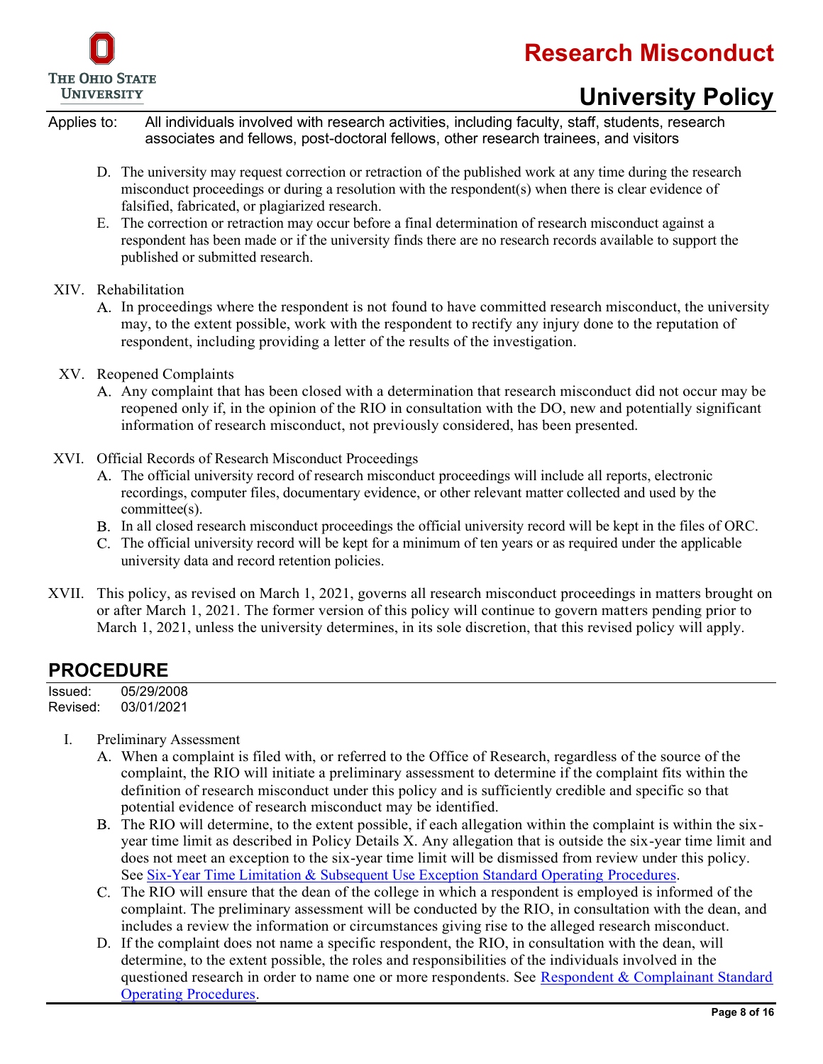D. The university may request correction or retraction of the published work at any time during the research misconduct proceedings or during a resolution with the respondent(s) when there is clear evidence of falsified, fabricated, or plagiarized research.

E. The correction or retraction may occur before a final determination of research misconduct against a respondent has been made or if the university finds there are no research records available to support the published or submitted research.

XIV. Rehabilitation

A. In proceedings where the respondent is not found to have committed research misconduct, the university may, to the extent possible, work with the respondent to rectify any injury done to the reputation of respondent, including providing a letter of the results of the investigation.

XV. Reopened Complaints

A. Any complaint that has been closed with a determination that research misconduct did not occur may be reopened only if, in the opinion of the RIO in consultation with the DO, new and potentially significant information of research misconduct, not previously considered, has been presented.

XVI. Official Records of Research Misconduct Proceedings

A. The official university record of research misconduct proceedings will include all reports, electronic recordings, computer files, documentary evidence, or other relevant matter collected and used by the committee(s).

B. In all closed research misconduct proceedings the official university record will be kept in the files of ORC.

C. The official university record will be kept for a minimum of ten years or as required under the applicable university data and record retention policies.

XVII. This policy, as revised on March 1, 2021, governs all research misconduct proceedings in matters brought on or after March 1, 2021. The former version of this policy will continue to govern matters pending prior to March 1, 2021, unless the university determines, in its sole discretion, that this revised policy will apply.

## PROCEDURE

Issued: 05/29/2008
Revised: 03/01/2021

I. Preliminary Assessment

A. When a complaint is filed with, or referred to the Office of Research, regardless of the source of the complaint, the RIO will initiate a preliminary assessment to determine if the complaint fits within the definition of research misconduct under this policy and is sufficiently credible and specific so that potential evidence of research misconduct may be identified.

B. The RIO will determine, to the extent possible, if each allegation within the complaint is within the six-year time limit as described in Policy Details X. Any allegation that is outside the six-year time limit and does not meet an exception to the six-year time limit will be dismissed from review under this policy. See Six-Year Time Limitation & Subsequent Use Exception Standard Operating Procedures.

C. The RIO will ensure that the dean of the college in which a respondent is employed is informed of the complaint. The preliminary assessment will be conducted by the RIO, in consultation with the dean, and includes a review the information or circumstances giving rise to the alleged research misconduct.

D. If the complaint does not name a specific respondent, the RIO, in consultation with the dean, will determine, to the extent possible, the roles and responsibilities of the individuals involved in the questioned research in order to name one or more respondents. See Respondent & Complainant Standard Operating Procedures.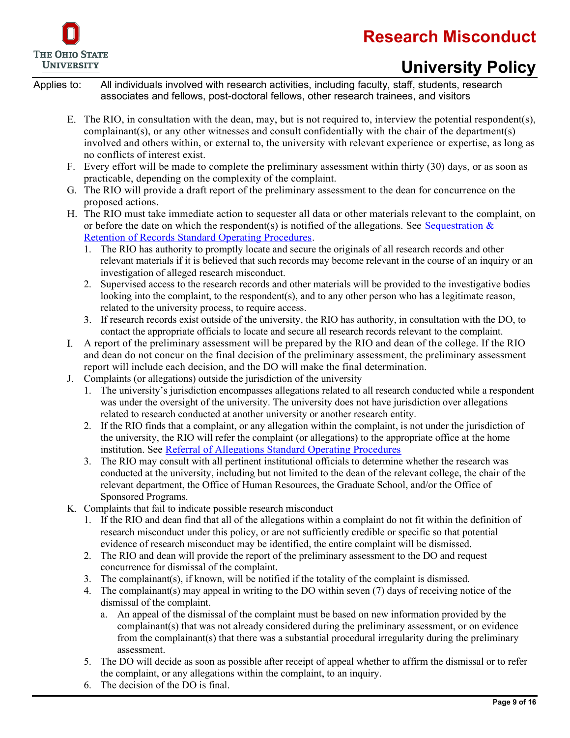E. The RIO, in consultation with the dean, may, but is not required to, interview the potential respondent(s), complainant(s), or any other witnesses and consult confidentially with the chair of the department(s) involved and others within, or external to, the university with relevant experience or expertise, as long as no conflicts of interest exist.

F. Every effort will be made to complete the preliminary assessment within thirty (30) days, or as soon as practicable, depending on the complexity of the complaint.

G. The RIO will provide a draft report of the preliminary assessment to the dean for concurrence on the proposed actions.

H. The RIO must take immediate action to sequester all data or other materials relevant to the complaint, on or before the date on which the respondent(s) is notified of the allegations. See Sequestration & Retention of Records Standard Operating Procedures.

   1. The RIO has authority to promptly locate and secure the originals of all research records and other relevant materials if it is believed that such records may become relevant in the course of an inquiry or an investigation of alleged research misconduct.
   2. Supervised access to the research records and other materials will be provided to the investigative bodies looking into the complaint, to the respondent(s), and to any other person who has a legitimate reason, related to the university process, to require access.
   3. If research records exist outside of the university, the RIO has authority, in consultation with the DO, to contact the appropriate officials to locate and secure all research records relevant to the complaint.

I. A report of the preliminary assessment will be prepared by the RIO and dean of the college. If the RIO and dean do not concur on the final decision of the preliminary assessment, the preliminary assessment report will include each decision, and the DO will make the final determination.

J. Complaints (or allegations) outside the jurisdiction of the university

   1. The university's jurisdiction encompasses allegations related to all research conducted while a respondent was under the oversight of the university. The university does not have jurisdiction over allegations related to research conducted at another university or another research entity.
   2. If the RIO finds that a complaint, or any allegation within the complaint, is not under the jurisdiction of the university, the RIO will refer the complaint (or allegations) to the appropriate office at the home institution. See Referral of Allegations Standard Operating Procedures
   3. The RIO may consult with all pertinent institutional officials to determine whether the research was conducted at the university, including but not limited to the dean of the relevant college, the chair of the relevant department, the Office of Human Resources, the Graduate School, and/or the Office of Sponsored Programs.

K. Complaints that fail to indicate possible research misconduct

   1. If the RIO and dean find that all of the allegations within a complaint do not fit within the definition of research misconduct under this policy, or are not sufficiently credible or specific so that potential evidence of research misconduct may be identified, the entire complaint will be dismissed.
   2. The RIO and dean will provide the report of the preliminary assessment to the DO and request concurrence for dismissal of the complaint.
   3. The complainant(s), if known, will be notified if the totality of the complaint is dismissed.
   4. The complainant(s) may appeal in writing to the DO within seven (7) days of receiving notice of the dismissal of the complaint.
      a. An appeal of the dismissal of the complaint must be based on new information provided by the complainant(s) that was not already considered during the preliminary assessment, or on evidence from the complainant(s) that there was a substantial procedural irregularity during the preliminary assessment.
   5. The DO will decide as soon as possible after receipt of appeal whether to affirm the dismissal or to refer the complaint, or any allegations within the complaint, to an inquiry.
   6. The decision of the DO is final.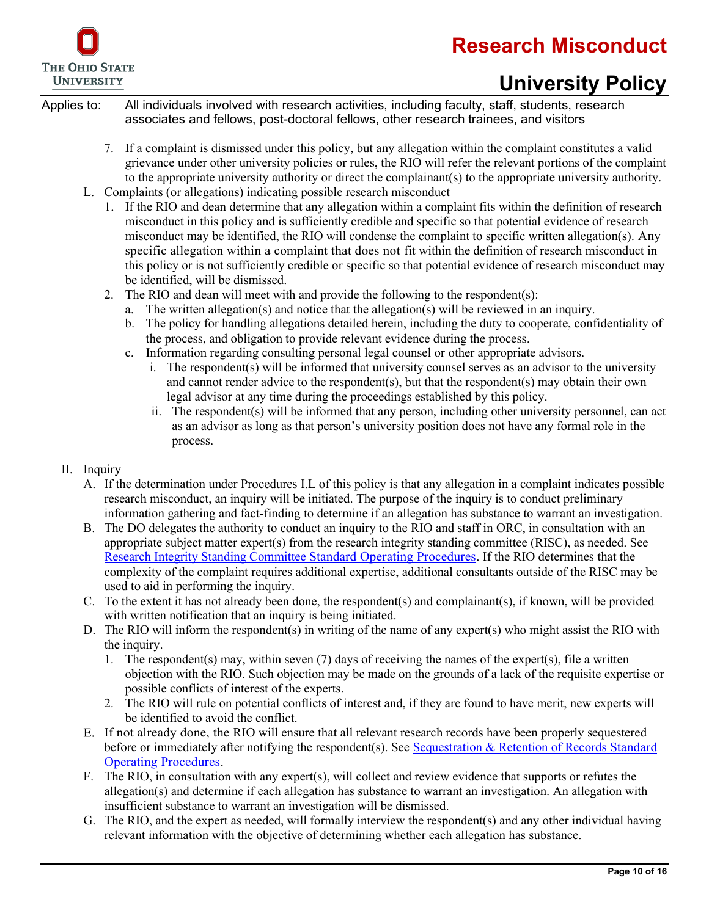7. If a complaint is dismissed under this policy, but any allegation within the complaint constitutes a valid grievance under other university policies or rules, the RIO will refer the relevant portions of the complaint to the appropriate university authority or direct the complainant(s) to the appropriate university authority.

L. Complaints (or allegations) indicating possible research misconduct
   1. If the RIO and dean determine that any allegation within a complaint fits within the definition of research misconduct in this policy and is sufficiently credible and specific so that potential evidence of research misconduct may be identified, the RIO will condense the complaint to specific written allegation(s). Any specific allegation within a complaint that does not fit within the definition of research misconduct in this policy or is not sufficiently credible or specific so that potential evidence of research misconduct may be identified, will be dismissed.
   2. The RIO and dean will meet with and provide the following to the respondent(s):
      a. The written allegation(s) and notice that the allegation(s) will be reviewed in an inquiry.
      b. The policy for handling allegations detailed herein, including the duty to cooperate, confidentiality of the process, and obligation to provide relevant evidence during the process.
      c. Information regarding consulting personal legal counsel or other appropriate advisors.
         i. The respondent(s) will be informed that university counsel serves as an advisor to the university and cannot render advice to the respondent(s), but that the respondent(s) may obtain their own legal advisor at any time during the proceedings established by this policy.
         ii. The respondent(s) will be informed that any person, including other university personnel, can act as an advisor as long as that person's university position does not have any formal role in the process.

II. Inquiry

A. If the determination under Procedures I.L of this policy is that any allegation in a complaint indicates possible research misconduct, an inquiry will be initiated. The purpose of the inquiry is to conduct preliminary information gathering and fact-finding to determine if an allegation has substance to warrant an investigation.

B. The DO delegates the authority to conduct an inquiry to the RIO and staff in ORC, in consultation with an appropriate subject matter expert(s) from the research integrity standing committee (RISC), as needed. See [Research Integrity Standing Committee Standard Operating Procedures](). If the RIO determines that the complexity of the complaint requires additional expertise, additional consultants outside of the RISC may be used to aid in performing the inquiry.

C. To the extent it has not already been done, the respondent(s) and complainant(s), if known, will be provided with written notification that an inquiry is being initiated.

D. The RIO will inform the respondent(s) in writing of the name of any expert(s) who might assist the RIO with the inquiry.
   1. The respondent(s) may, within seven (7) days of receiving the names of the expert(s), file a written objection with the RIO. Such objection may be made on the grounds of a lack of the requisite expertise or possible conflicts of interest of the experts.
   2. The RIO will rule on potential conflicts of interest and, if they are found to have merit, new experts will be identified to avoid the conflict.

E. If not already done, the RIO will ensure that all relevant research records have been properly sequestered before or immediately after notifying the respondent(s). See [Sequestration & Retention of Records Standard Operating Procedures]().

F. The RIO, in consultation with any expert(s), will collect and review evidence that supports or refutes the allegation(s) and determine if each allegation has substance to warrant an investigation. An allegation with insufficient substance to warrant an investigation will be dismissed.

G. The RIO, and the expert as needed, will formally interview the respondent(s) and any other individual having relevant information with the objective of determining whether each allegation has substance.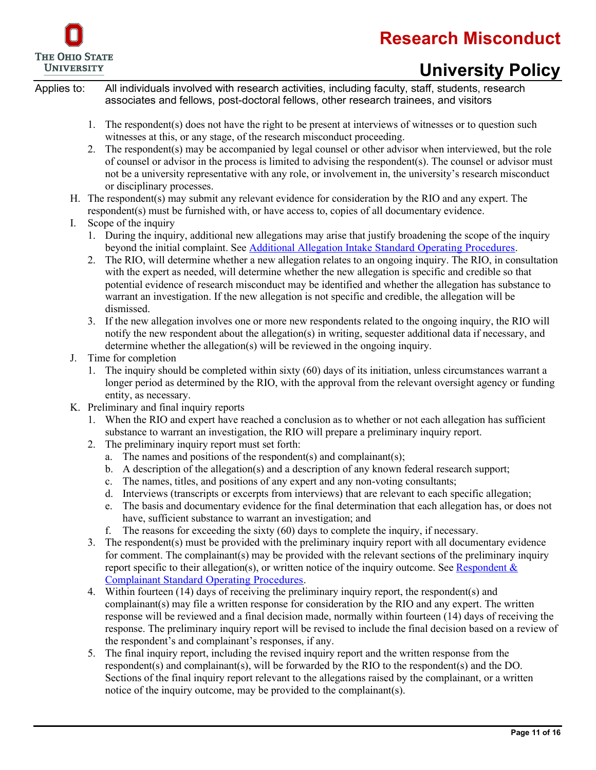1. The respondent(s) does not have the right to be present at interviews of witnesses or to question such witnesses at this, or any stage, of the research misconduct proceeding.
2. The respondent(s) may be accompanied by legal counsel or other advisor when interviewed, but the role of counsel or advisor in the process is limited to advising the respondent(s). The counsel or advisor must not be a university representative with any role, or involvement in, the university's research misconduct or disciplinary processes.

H. The respondent(s) may submit any relevant evidence for consideration by the RIO and any expert. The respondent(s) must be furnished with, or have access to, copies of all documentary evidence.

I. Scope of the inquiry
   1. During the inquiry, additional new allegations may arise that justify broadening the scope of the inquiry beyond the initial complaint. See [Additional Allegation Intake Standard Operating Procedures](#).
   2. The RIO, will determine whether a new allegation relates to an ongoing inquiry. The RIO, in consultation with the expert as needed, will determine whether the new allegation is specific and credible so that potential evidence of research misconduct may be identified and whether the allegation has substance to warrant an investigation. If the new allegation is not specific and credible, the allegation will be dismissed.
   3. If the new allegation involves one or more new respondents related to the ongoing inquiry, the RIO will notify the new respondent about the allegation(s) in writing, sequester additional data if necessary, and determine whether the allegation(s) will be reviewed in the ongoing inquiry.

J. Time for completion
   1. The inquiry should be completed within sixty (60) days of its initiation, unless circumstances warrant a longer period as determined by the RIO, with the approval from the relevant oversight agency or funding entity, as necessary.

K. Preliminary and final inquiry reports
   1. When the RIO and expert have reached a conclusion as to whether or not each allegation has sufficient substance to warrant an investigation, the RIO will prepare a preliminary inquiry report.
   2. The preliminary inquiry report must set forth:
      a. The names and positions of the respondent(s) and complainant(s);
      b. A description of the allegation(s) and a description of any known federal research support;
      c. The names, titles, and positions of any expert and any non-voting consultants;
      d. Interviews (transcripts or excerpts from interviews) that are relevant to each specific allegation;
      e. The basis and documentary evidence for the final determination that each allegation has, or does not have, sufficient substance to warrant an investigation; and
      f. The reasons for exceeding the sixty (60) days to complete the inquiry, if necessary.
   3. The respondent(s) must be provided with the preliminary inquiry report with all documentary evidence for comment. The complainant(s) may be provided with the relevant sections of the preliminary inquiry report specific to their allegation(s), or written notice of the inquiry outcome. See [Respondent & Complainant Standard Operating Procedures](#).
   4. Within fourteen (14) days of receiving the preliminary inquiry report, the respondent(s) and complainant(s) may file a written response for consideration by the RIO and any expert. The written response will be reviewed and a final decision made, normally within fourteen (14) days of receiving the response. The preliminary inquiry report will be revised to include the final decision based on a review of the respondent's and complainant's responses, if any.
   5. The final inquiry report, including the revised inquiry report and the written response from the respondent(s) and complainant(s), will be forwarded by the RIO to the respondent(s) and the DO. Sections of the final inquiry report relevant to the allegations raised by the complainant, or a written notice of the inquiry outcome, may be provided to the complainant(s).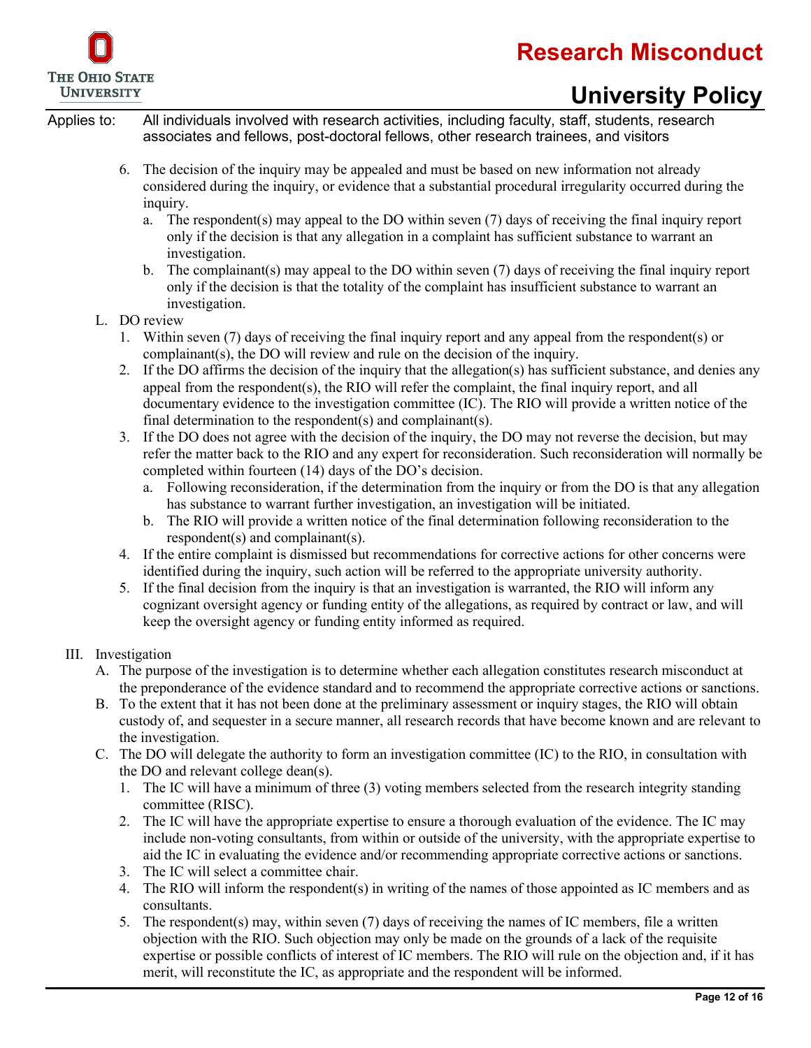6. The decision of the inquiry may be appealed and must be based on new information not already considered during the inquiry, or evidence that a substantial procedural irregularity occurred during the inquiry.
   a. The respondent(s) may appeal to the DO within seven (7) days of receiving the final inquiry report only if the decision is that any allegation in a complaint has sufficient substance to warrant an investigation.
   b. The complainant(s) may appeal to the DO within seven (7) days of receiving the final inquiry report only if the decision is that the totality of the complaint has insufficient substance to warrant an investigation.

L. DO review

1. Within seven (7) days of receiving the final inquiry report and any appeal from the respondent(s) or complainant(s), the DO will review and rule on the decision of the inquiry.
2. If the DO affirms the decision of the inquiry that the allegation(s) has sufficient substance, and denies any appeal from the respondent(s), the RIO will refer the complaint, the final inquiry report, and all documentary evidence to the investigation committee (IC). The RIO will provide a written notice of the final determination to the respondent(s) and complainant(s).
3. If the DO does not agree with the decision of the inquiry, the DO may not reverse the decision, but may refer the matter back to the RIO and any expert for reconsideration. Such reconsideration will normally be completed within fourteen (14) days of the DO's decision.
   a. Following reconsideration, if the determination from the inquiry or from the DO is that any allegation has substance to warrant further investigation, an investigation will be initiated.
   b. The RIO will provide a written notice of the final determination following reconsideration to the respondent(s) and complainant(s).
4. If the entire complaint is dismissed but recommendations for corrective actions for other concerns were identified during the inquiry, such action will be referred to the appropriate university authority.
5. If the final decision from the inquiry is that an investigation is warranted, the RIO will inform any cognizant oversight agency or funding entity of the allegations, as required by contract or law, and will keep the oversight agency or funding entity informed as required.

III. Investigation

A. The purpose of the investigation is to determine whether each allegation constitutes research misconduct at the preponderance of the evidence standard and to recommend the appropriate corrective actions or sanctions.

B. To the extent that it has not been done at the preliminary assessment or inquiry stages, the RIO will obtain custody of, and sequester in a secure manner, all research records that have become known and are relevant to the investigation.

C. The DO will delegate the authority to form an investigation committee (IC) to the RIO, in consultation with the DO and relevant college dean(s).

1. The IC will have a minimum of three (3) voting members selected from the research integrity standing committee (RISC).
2. The IC will have the appropriate expertise to ensure a thorough evaluation of the evidence. The IC may include non-voting consultants, from within or outside of the university, with the appropriate expertise to aid the IC in evaluating the evidence and/or recommending appropriate corrective actions or sanctions.
3. The IC will select a committee chair.
4. The RIO will inform the respondent(s) in writing of the names of those appointed as IC members and as consultants.
5. The respondent(s) may, within seven (7) days of receiving the names of IC members, file a written objection with the RIO. Such objection may only be made on the grounds of a lack of the requisite expertise or possible conflicts of interest of IC members. The RIO will rule on the objection and, if it has merit, will reconstitute the IC, as appropriate and the respondent will be informed.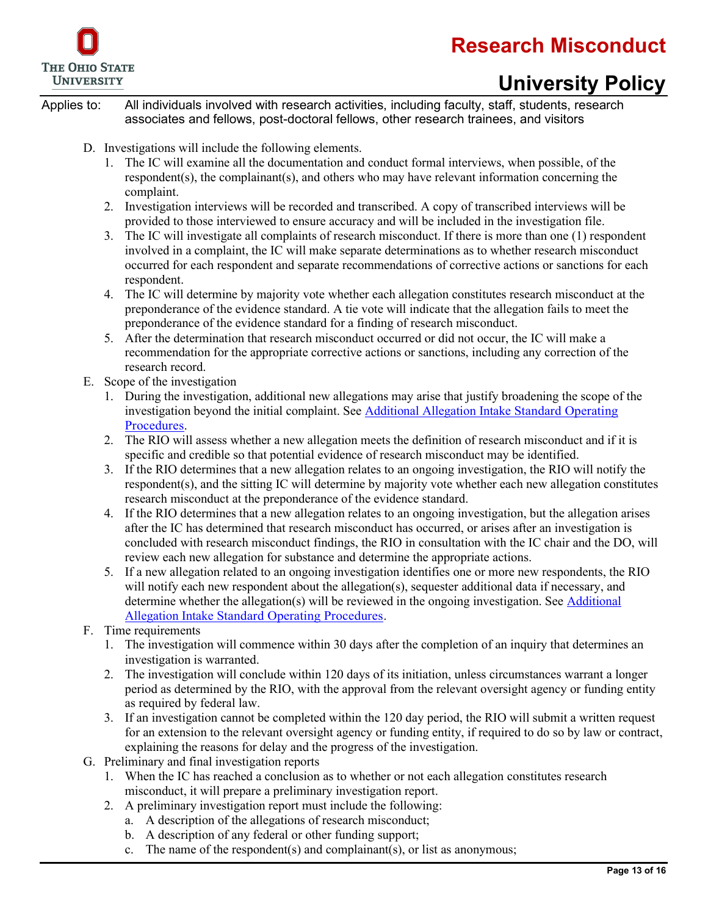D. Investigations will include the following elements.
   1. The IC will examine all the documentation and conduct formal interviews, when possible, of the respondent(s), the complainant(s), and others who may have relevant information concerning the complaint.
   2. Investigation interviews will be recorded and transcribed. A copy of transcribed interviews will be provided to those interviewed to ensure accuracy and will be included in the investigation file.
   3. The IC will investigate all complaints of research misconduct. If there is more than one (1) respondent involved in a complaint, the IC will make separate determinations as to whether research misconduct occurred for each respondent and separate recommendations of corrective actions or sanctions for each respondent.
   4. The IC will determine by majority vote whether each allegation constitutes research misconduct at the preponderance of the evidence standard. A tie vote will indicate that the allegation fails to meet the preponderance of the evidence standard for a finding of research misconduct.
   5. After the determination that research misconduct occurred or did not occur, the IC will make a recommendation for the appropriate corrective actions or sanctions, including any correction of the research record.

E. Scope of the investigation
   1. During the investigation, additional new allegations may arise that justify broadening the scope of the investigation beyond the initial complaint. See [Additional Allegation Intake Standard Operating Procedures](#).
   2. The RIO will assess whether a new allegation meets the definition of research misconduct and if it is specific and credible so that potential evidence of research misconduct may be identified.
   3. If the RIO determines that a new allegation relates to an ongoing investigation, the RIO will notify the respondent(s), and the sitting IC will determine by majority vote whether each new allegation constitutes research misconduct at the preponderance of the evidence standard.
   4. If the RIO determines that a new allegation relates to an ongoing investigation, but the allegation arises after the IC has determined that research misconduct has occurred, or arises after an investigation is concluded with research misconduct findings, the RIO in consultation with the IC chair and the DO, will review each new allegation for substance and determine the appropriate actions.
   5. If a new allegation related to an ongoing investigation identifies one or more new respondents, the RIO will notify each new respondent about the allegation(s), sequester additional data if necessary, and determine whether the allegation(s) will be reviewed in the ongoing investigation. See [Additional Allegation Intake Standard Operating Procedures](#).

F. Time requirements
   1. The investigation will commence within 30 days after the completion of an inquiry that determines an investigation is warranted.
   2. The investigation will conclude within 120 days of its initiation, unless circumstances warrant a longer period as determined by the RIO, with the approval from the relevant oversight agency or funding entity as required by federal law.
   3. If an investigation cannot be completed within the 120 day period, the RIO will submit a written request for an extension to the relevant oversight agency or funding entity, if required to do so by law or contract, explaining the reasons for delay and the progress of the investigation.

G. Preliminary and final investigation reports
   1. When the IC has reached a conclusion as to whether or not each allegation constitutes research misconduct, it will prepare a preliminary investigation report.
   2. A preliminary investigation report must include the following:
      a. A description of the allegations of research misconduct;
      b. A description of any federal or other funding support;
      c. The name of the respondent(s) and complainant(s), or list as anonymous;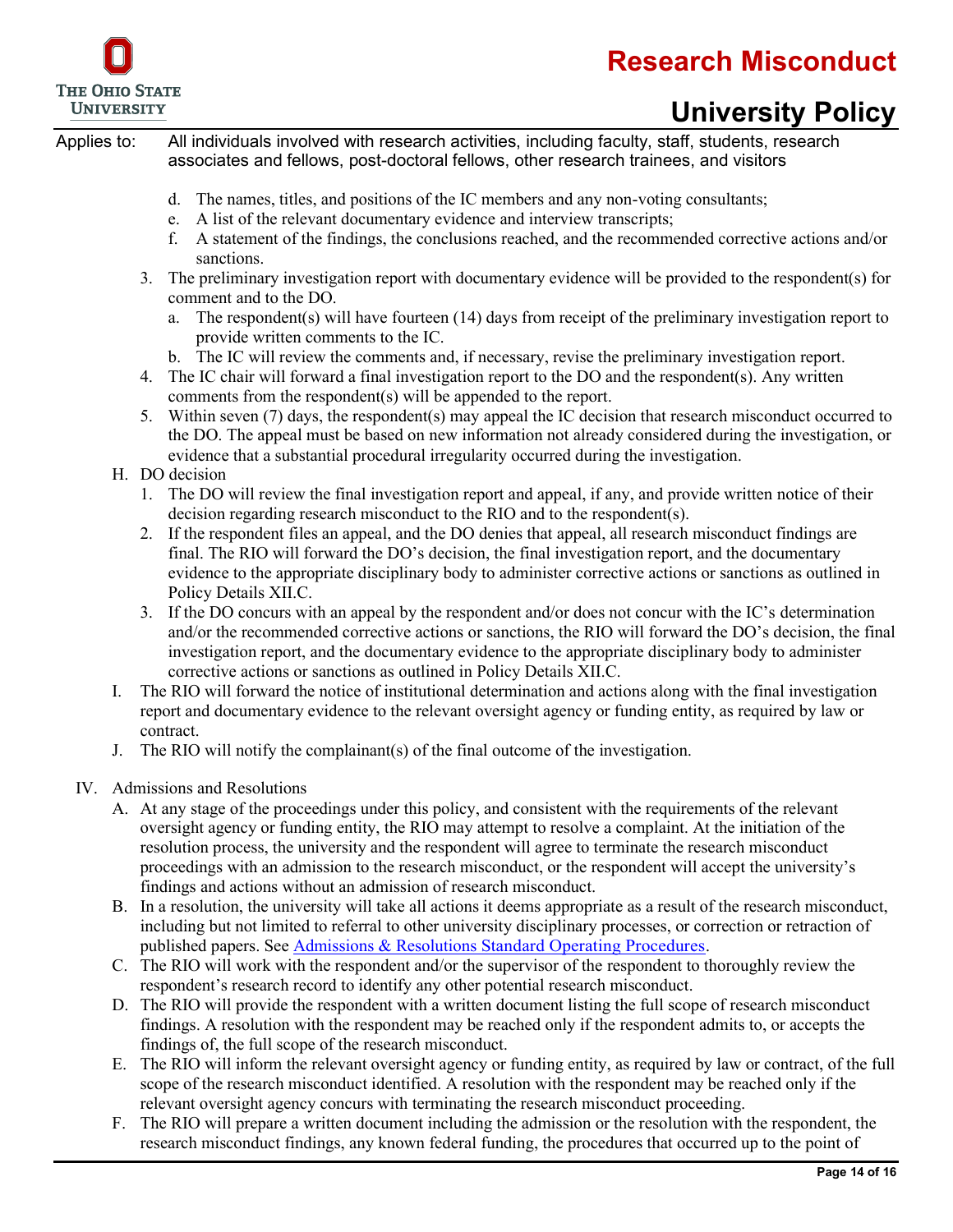d. The names, titles, and positions of the IC members and any non-voting consultants;
e. A list of the relevant documentary evidence and interview transcripts;
f. A statement of the findings, the conclusions reached, and the recommended corrective actions and/or sanctions.

3. The preliminary investigation report with documentary evidence will be provided to the respondent(s) for comment and to the DO.
   a. The respondent(s) will have fourteen (14) days from receipt of the preliminary investigation report to provide written comments to the IC.
   b. The IC will review the comments and, if necessary, revise the preliminary investigation report.
4. The IC chair will forward a final investigation report to the DO and the respondent(s). Any written comments from the respondent(s) will be appended to the report.
5. Within seven (7) days, the respondent(s) may appeal the IC decision that research misconduct occurred to the DO. The appeal must be based on new information not already considered during the investigation, or evidence that a substantial procedural irregularity occurred during the investigation.

H. DO decision
   1. The DO will review the final investigation report and appeal, if any, and provide written notice of their decision regarding research misconduct to the RIO and to the respondent(s).
   2. If the respondent files an appeal, and the DO denies that appeal, all research misconduct findings are final. The RIO will forward the DO's decision, the final investigation report, and the documentary evidence to the appropriate disciplinary body to administer corrective actions or sanctions as outlined in Policy Details XII.C.
   3. If the DO concurs with an appeal by the respondent and/or does not concur with the IC's determination and/or the recommended corrective actions or sanctions, the RIO will forward the DO's decision, the final investigation report, and the documentary evidence to the appropriate disciplinary body to administer corrective actions or sanctions as outlined in Policy Details XII.C.

I. The RIO will forward the notice of institutional determination and actions along with the final investigation report and documentary evidence to the relevant oversight agency or funding entity, as required by law or contract.

J. The RIO will notify the complainant(s) of the final outcome of the investigation.

IV. Admissions and Resolutions

A. At any stage of the proceedings under this policy, and consistent with the requirements of the relevant oversight agency or funding entity, the RIO may attempt to resolve a complaint. At the initiation of the resolution process, the university and the respondent will agree to terminate the research misconduct proceedings with an admission to the research misconduct, or the respondent will accept the university's findings and actions without an admission of research misconduct.

B. In a resolution, the university will take all actions it deems appropriate as a result of the research misconduct, including but not limited to referral to other university disciplinary processes, or correction or retraction of published papers. See [Admissions & Resolutions Standard Operating Procedures](#).

C. The RIO will work with the respondent and/or the supervisor of the respondent to thoroughly review the respondent's research record to identify any other potential research misconduct.

D. The RIO will provide the respondent with a written document listing the full scope of research misconduct findings. A resolution with the respondent may be reached only if the respondent admits to, or accepts the findings of, the full scope of the research misconduct.

E. The RIO will inform the relevant oversight agency or funding entity, as required by law or contract, of the full scope of the research misconduct identified. A resolution with the respondent may be reached only if the relevant oversight agency concurs with terminating the research misconduct proceeding.

F. The RIO will prepare a written document including the admission or the resolution with the respondent, the research misconduct findings, any known federal funding, the procedures that occurred up to the point of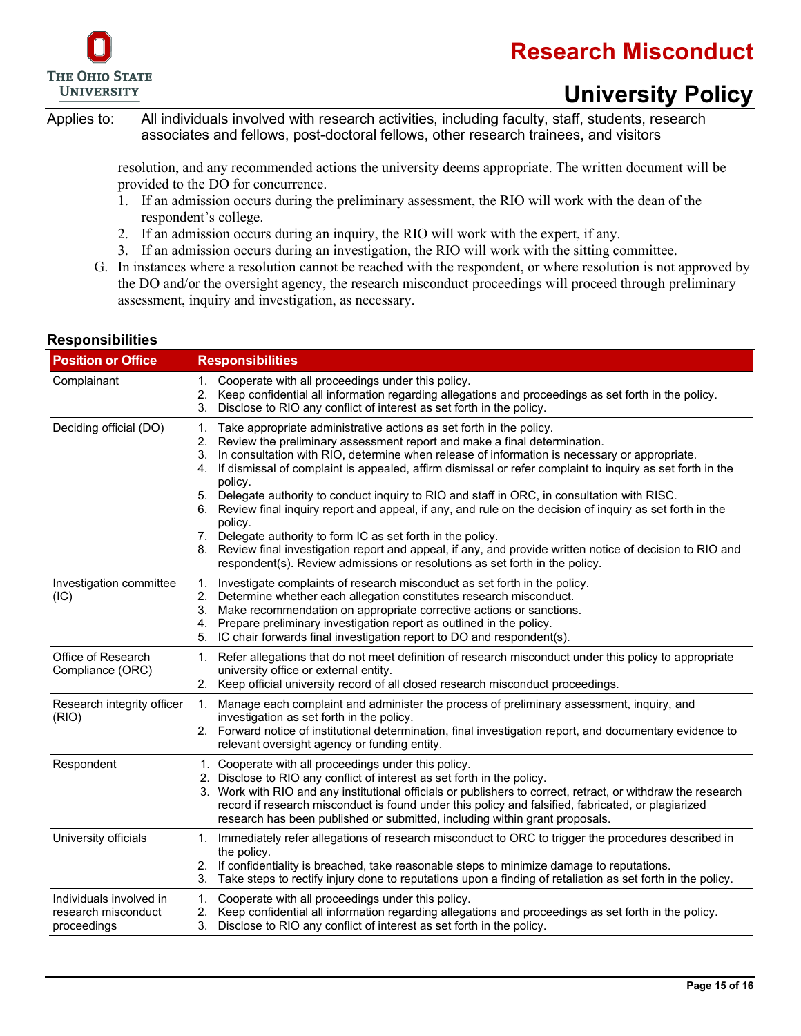Applies to: All individuals involved with research activities, including faculty, staff, students, research associates and fellows, post-doctoral fellows, other research trainees, and visitors

resolution, and any recommended actions the university deems appropriate. The written document will be provided to the DO for concurrence.

1. If an admission occurs during the preliminary assessment, the RIO will work with the dean of the respondent's college.
2. If an admission occurs during an inquiry, the RIO will work with the expert, if any.
3. If an admission occurs during an investigation, the RIO will work with the sitting committee.

G. In instances where a resolution cannot be reached with the respondent, or where resolution is not approved by the DO and/or the oversight agency, the research misconduct proceedings will proceed through preliminary assessment, inquiry and investigation, as necessary.

## Responsibilities

| Position or Office | Responsibilities |
|---|---|
| Complainant | 1. Cooperate with all proceedings under this policy.<br>2. Keep confidential all information regarding allegations and proceedings as set forth in the policy.<br>3. Disclose to RIO any conflict of interest as set forth in the policy. |
| Deciding official (DO) | 1. Take appropriate administrative actions as set forth in the policy.<br>2. Review the preliminary assessment report and make a final determination.<br>3. In consultation with RIO, determine when release of information is necessary or appropriate.<br>4. If dismissal of complaint is appealed, affirm dismissal or refer complaint to inquiry as set forth in the policy.<br>5. Delegate authority to conduct inquiry to RIO and staff in ORC, in consultation with RISC.<br>6. Review final inquiry report and appeal, if any, and rule on the decision of inquiry as set forth in the policy.<br>7. Delegate authority to form IC as set forth in the policy.<br>8. Review final investigation report and appeal, if any, and provide written notice of decision to RIO and respondent(s). Review admissions or resolutions as set forth in the policy. |
| Investigation committee (IC) | 1. Investigate complaints of research misconduct as set forth in the policy.<br>2. Determine whether each allegation constitutes research misconduct.<br>3. Make recommendation on appropriate corrective actions or sanctions.<br>4. Prepare preliminary investigation report as outlined in the policy.<br>5. IC chair forwards final investigation report to DO and respondent(s). |
| Office of Research Compliance (ORC) | 1. Refer allegations that do not meet definition of research misconduct under this policy to appropriate university office or external entity.<br>2. Keep official university record of all closed research misconduct proceedings. |
| Research integrity officer (RIO) | 1. Manage each complaint and administer the process of preliminary assessment, inquiry, and investigation as set forth in the policy.<br>2. Forward notice of institutional determination, final investigation report, and documentary evidence to relevant oversight agency or funding entity. |
| Respondent | 1. Cooperate with all proceedings under this policy.<br>2. Disclose to RIO any conflict of interest as set forth in the policy.<br>3. Work with RIO and any institutional officials or publishers to correct, retract, or withdraw the research record if research misconduct is found under this policy and falsified, fabricated, or plagiarized research has been published or submitted, including within grant proposals. |
| University officials | 1. Immediately refer allegations of research misconduct to ORC to trigger the procedures described in the policy.<br>2. If confidentiality is breached, take reasonable steps to minimize damage to reputations.<br>3. Take steps to rectify injury done to reputations upon a finding of retaliation as set forth in the policy. |
| Individuals involved in research misconduct proceedings | 1. Cooperate with all proceedings under this policy.<br>2. Keep confidential all information regarding allegations and proceedings as set forth in the policy.<br>3. Disclose to RIO any conflict of interest as set forth in the policy. |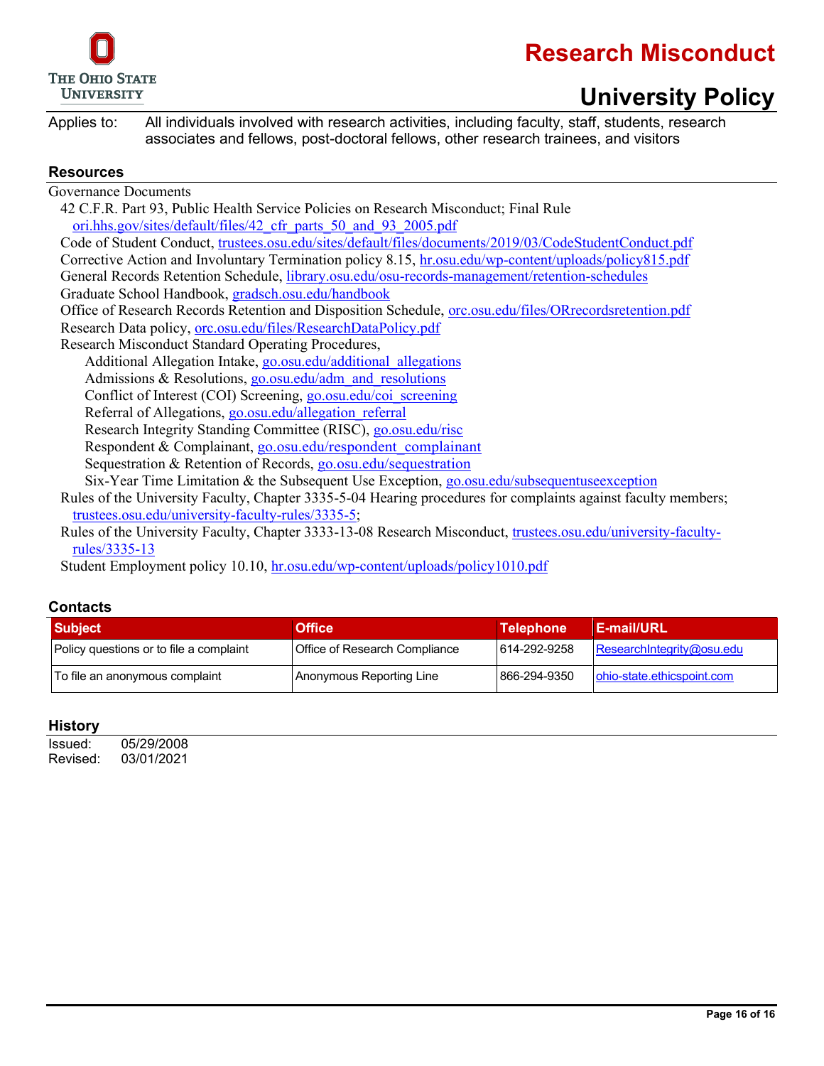Applies to: All individuals involved with research activities, including faculty, staff, students, research associates and fellows, post-doctoral fellows, other research trainees, and visitors

## Resources

Governance Documents

- 42 C.F.R. Part 93, Public Health Service Policies on Research Misconduct; Final Rule ori.hhs.gov/sites/default/files/42_cfr_parts_50_and_93_2005.pdf
- Code of Student Conduct, trustees.osu.edu/sites/default/files/documents/2019/03/CodeStudentConduct.pdf
- Corrective Action and Involuntary Termination policy 8.15, hr.osu.edu/wp-content/uploads/policy815.pdf
- General Records Retention Schedule, library.osu.edu/osu-records-management/retention-schedules
- Graduate School Handbook, gradsch.osu.edu/handbook
- Office of Research Records Retention and Disposition Schedule, orc.osu.edu/files/ORrecordsretention.pdf
- Research Data policy, orc.osu.edu/files/ResearchDataPolicy.pdf
- Research Misconduct Standard Operating Procedures,
  - Additional Allegation Intake, go.osu.edu/additional_allegations
  - Admissions & Resolutions, go.osu.edu/adm_and_resolutions
  - Conflict of Interest (COI) Screening, go.osu.edu/coi_screening
  - Referral of Allegations, go.osu.edu/allegation_referral
  - Research Integrity Standing Committee (RISC), go.osu.edu/risc
  - Respondent & Complainant, go.osu.edu/respondent_complainant
  - Sequestration & Retention of Records, go.osu.edu/sequestration
  - Six-Year Time Limitation & the Subsequent Use Exception, go.osu.edu/subsequentuseexception
- Rules of the University Faculty, Chapter 3335-5-04 Hearing procedures for complaints against faculty members; trustees.osu.edu/university-faculty-rules/3335-5;
- Rules of the University Faculty, Chapter 3333-13-08 Research Misconduct, trustees.osu.edu/university-faculty-rules/3335-13
- Student Employment policy 10.10, hr.osu.edu/wp-content/uploads/policy1010.pdf

## Contacts

| Subject | Office | Telephone | E-mail/URL |
|---|---|---|---|
| Policy questions or to file a complaint | Office of Research Compliance | 614-292-9258 | ResearchIntegrity@osu.edu |
| To file an anonymous complaint | Anonymous Reporting Line | 866-294-9350 | ohio-state.ethicspoint.com |

## History

Issued: 05/29/2008
Revised: 03/01/2021